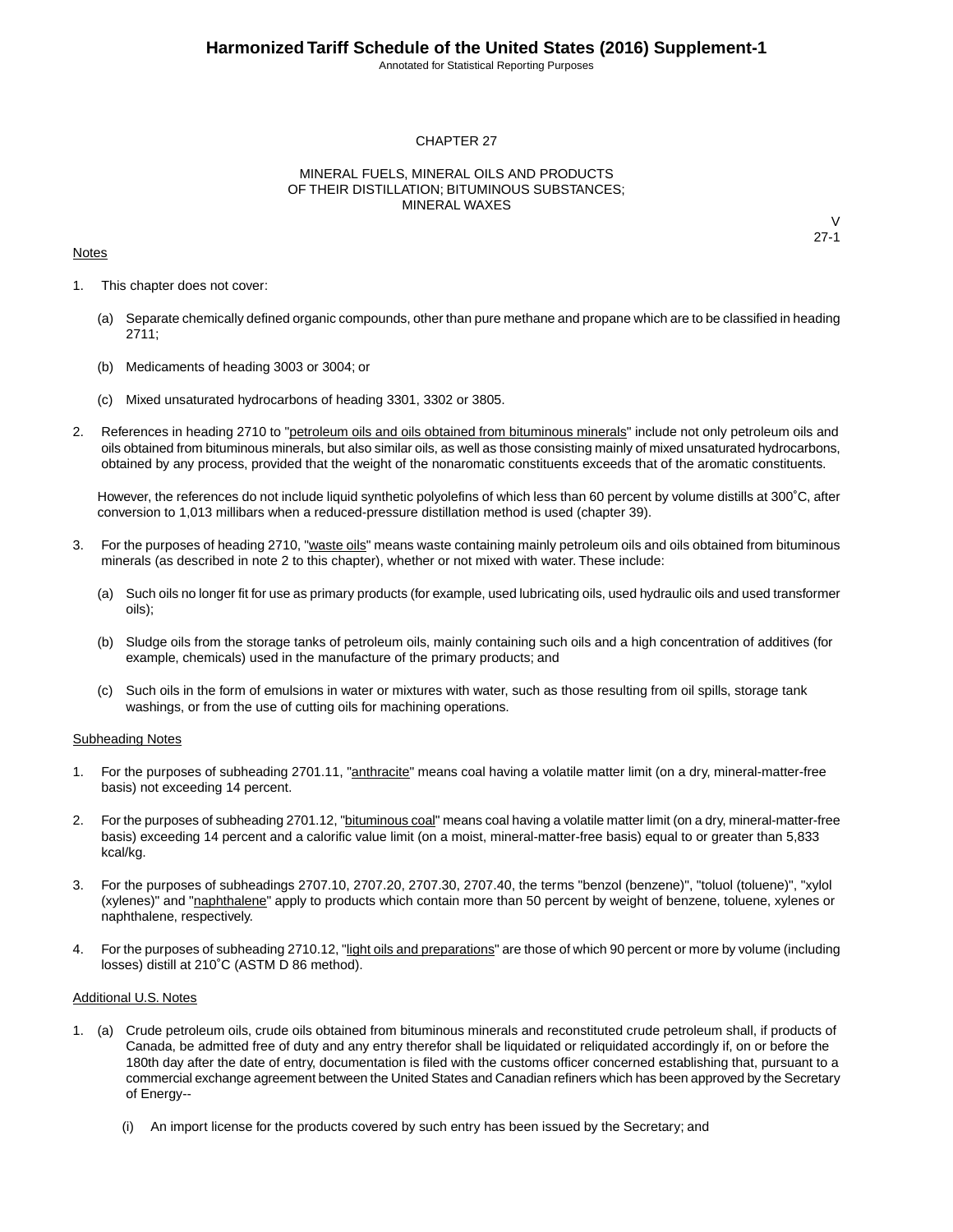# CHAPTER 27

## MINERAL FUELS, MINERAL OILS AND PRODUCTS OF THEIR DISTILLATION; BITUMINOUS SUBSTANCES; MINERAL WAXES

V
27-1

Notes

1. This chapter does not cover:

   (a) Separate chemically defined organic compounds, other than pure methane and propane which are to be classified in heading 2711;

   (b) Medicaments of heading 3003 or 3004; or

   (c) Mixed unsaturated hydrocarbons of heading 3301, 3302 or 3805.

2. References in heading 2710 to "petroleum oils and oils obtained from bituminous minerals" include not only petroleum oils and oils obtained from bituminous minerals, but also similar oils, as well as those consisting mainly of mixed unsaturated hydrocarbons, obtained by any process, provided that the weight of the nonaromatic constituents exceeds that of the aromatic constituents.

   However, the references do not include liquid synthetic polyolefins of which less than 60 percent by volume distills at 300˚C, after conversion to 1,013 millibars when a reduced-pressure distillation method is used (chapter 39).

3. For the purposes of heading 2710, "waste oils" means waste containing mainly petroleum oils and oils obtained from bituminous minerals (as described in note 2 to this chapter), whether or not mixed with water. These include:

   (a) Such oils no longer fit for use as primary products (for example, used lubricating oils, used hydraulic oils and used transformer oils);

   (b) Sludge oils from the storage tanks of petroleum oils, mainly containing such oils and a high concentration of additives (for example, chemicals) used in the manufacture of the primary products; and

   (c) Such oils in the form of emulsions in water or mixtures with water, such as those resulting from oil spills, storage tank washings, or from the use of cutting oils for machining operations.

Subheading Notes

1. For the purposes of subheading 2701.11, "anthracite" means coal having a volatile matter limit (on a dry, mineral-matter-free basis) not exceeding 14 percent.

2. For the purposes of subheading 2701.12, "bituminous coal" means coal having a volatile matter limit (on a dry, mineral-matter-free basis) exceeding 14 percent and a calorific value limit (on a moist, mineral-matter-free basis) equal to or greater than 5,833 kcal/kg.

3. For the purposes of subheadings 2707.10, 2707.20, 2707.30, 2707.40, the terms "benzol (benzene)", "toluol (toluene)", "xylol (xylenes)" and "naphthalene" apply to products which contain more than 50 percent by weight of benzene, toluene, xylenes or naphthalene, respectively.

4. For the purposes of subheading 2710.12, "light oils and preparations" are those of which 90 percent or more by volume (including losses) distill at 210˚C (ASTM D 86 method).

Additional U.S. Notes

1. (a) Crude petroleum oils, crude oils obtained from bituminous minerals and reconstituted crude petroleum shall, if products of Canada, be admitted free of duty and any entry therefor shall be liquidated or reliquidated accordingly if, on or before the 180th day after the date of entry, documentation is filed with the customs officer concerned establishing that, pursuant to a commercial exchange agreement between the United States and Canadian refiners which has been approved by the Secretary of Energy--

      (i) An import license for the products covered by such entry has been issued by the Secretary; and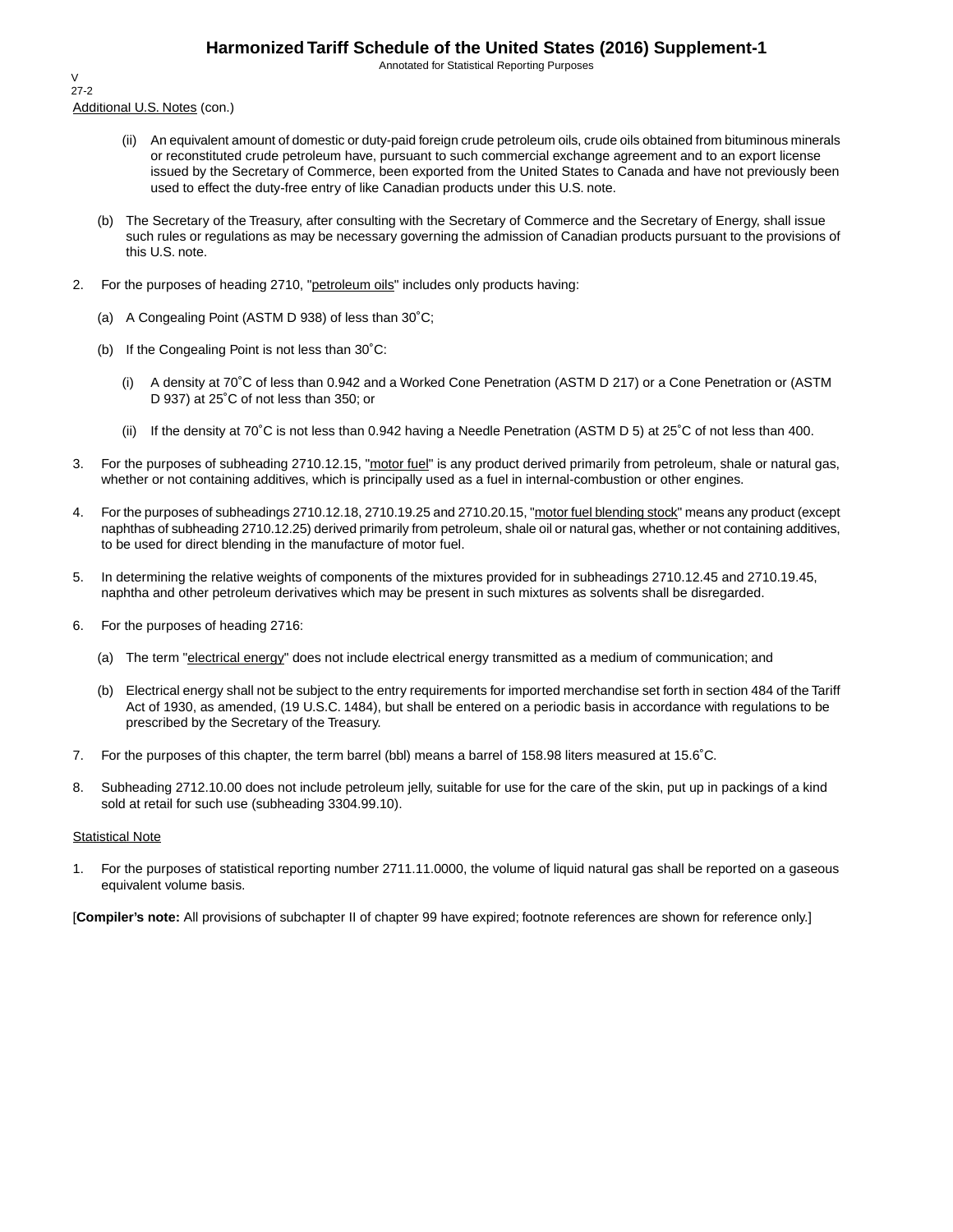Additional U.S. Notes (con.)

(ii) An equivalent amount of domestic or duty-paid foreign crude petroleum oils, crude oils obtained from bituminous minerals or reconstituted crude petroleum have, pursuant to such commercial exchange agreement and to an export license issued by the Secretary of Commerce, been exported from the United States to Canada and have not previously been used to effect the duty-free entry of like Canadian products under this U.S. note.

(b) The Secretary of the Treasury, after consulting with the Secretary of Commerce and the Secretary of Energy, shall issue such rules or regulations as may be necessary governing the admission of Canadian products pursuant to the provisions of this U.S. note.

2. For the purposes of heading 2710, "petroleum oils" includes only products having:

   (a) A Congealing Point (ASTM D 938) of less than 30˚C;

   (b) If the Congealing Point is not less than 30˚C:

      (i) A density at 70˚C of less than 0.942 and a Worked Cone Penetration (ASTM D 217) or a Cone Penetration or (ASTM D 937) at 25˚C of not less than 350; or

      (ii) If the density at 70˚C is not less than 0.942 having a Needle Penetration (ASTM D 5) at 25˚C of not less than 400.

3. For the purposes of subheading 2710.12.15, "motor fuel" is any product derived primarily from petroleum, shale or natural gas, whether or not containing additives, which is principally used as a fuel in internal-combustion or other engines.

4. For the purposes of subheadings 2710.12.18, 2710.19.25 and 2710.20.15, "motor fuel blending stock" means any product (except naphthas of subheading 2710.12.25) derived primarily from petroleum, shale oil or natural gas, whether or not containing additives, to be used for direct blending in the manufacture of motor fuel.

5. In determining the relative weights of components of the mixtures provided for in subheadings 2710.12.45 and 2710.19.45, naphtha and other petroleum derivatives which may be present in such mixtures as solvents shall be disregarded.

6. For the purposes of heading 2716:

   (a) The term "electrical energy" does not include electrical energy transmitted as a medium of communication; and

   (b) Electrical energy shall not be subject to the entry requirements for imported merchandise set forth in section 484 of the Tariff Act of 1930, as amended, (19 U.S.C. 1484), but shall be entered on a periodic basis in accordance with regulations to be prescribed by the Secretary of the Treasury.

7. For the purposes of this chapter, the term barrel (bbl) means a barrel of 158.98 liters measured at 15.6˚C.

8. Subheading 2712.10.00 does not include petroleum jelly, suitable for use for the care of the skin, put up in packings of a kind sold at retail for such use (subheading 3304.99.10).

Statistical Note

1. For the purposes of statistical reporting number 2711.11.0000, the volume of liquid natural gas shall be reported on a gaseous equivalent volume basis.

[**Compiler's note:** All provisions of subchapter II of chapter 99 have expired; footnote references are shown for reference only.]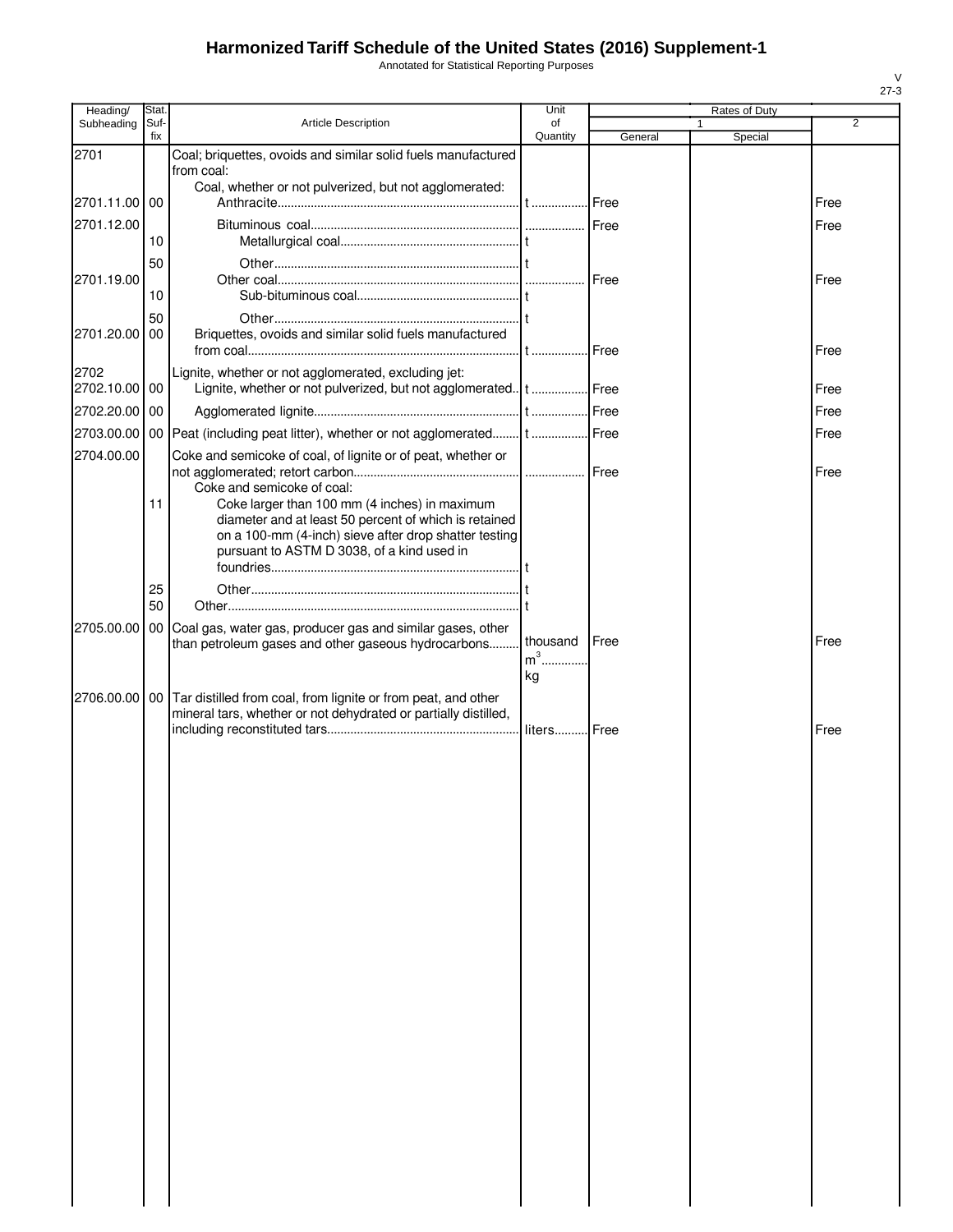# Harmonized Tariff Schedule of the United States (2016) Supplement-1

Annotated for Statistical Reporting Purposes

V
27-3

| Heading/ Subheading | Stat. Suf-fix | Article Description | Unit of Quantity | Rates of Duty 1 General | Rates of Duty 1 Special | Rates of Duty 2 |
|---|---|---|---|---|---|---|
| 2701 | | Coal; briquettes, ovoids and similar solid fuels manufactured from coal: | | | | |
| | | Coal, whether or not pulverized, but not agglomerated: | | | | |
| 2701.11.00 | 00 | Anthracite | t | Free | | Free |
| 2701.12.00 | | Bituminous coal | | Free | | Free |
| | 10 | Metallurgical coal | t | | | |
| | 50 | Other | t | | | |
| 2701.19.00 | | Other coal | | Free | | Free |
| | 10 | Sub-bituminous coal | t | | | |
| | 50 | Other | t | | | |
| 2701.20.00 | 00 | Briquettes, ovoids and similar solid fuels manufactured from coal | t | Free | | Free |
| 2702 | | Lignite, whether or not agglomerated, excluding jet: | | | | |
| 2702.10.00 | 00 | Lignite, whether or not pulverized, but not agglomerated | t | Free | | Free |
| 2702.20.00 | 00 | Agglomerated lignite | t | Free | | Free |
| 2703.00.00 | 00 | Peat (including peat litter), whether or not agglomerated | t | Free | | Free |
| 2704.00.00 | | Coke and semicoke of coal, of lignite or of peat, whether or not agglomerated; retort carbon | | Free | | Free |
| | | Coke and semicoke of coal: | | | | |
| | 11 | Coke larger than 100 mm (4 inches) in maximum diameter and at least 50 percent of which is retained on a 100-mm (4-inch) sieve after drop shatter testing pursuant to ASTM D 3038, of a kind used in foundries | t | | | |
| | 25 | Other | t | | | |
| | 50 | Other | t | | | |
| 2705.00.00 | 00 | Coal gas, water gas, producer gas and similar gases, other than petroleum gases and other gaseous hydrocarbons | thousand $m^3$ kg | Free | | Free |
| 2706.00.00 | 00 | Tar distilled from coal, from lignite or from peat, and other mineral tars, whether or not dehydrated or partially distilled, including reconstituted tars | liters | Free | | Free |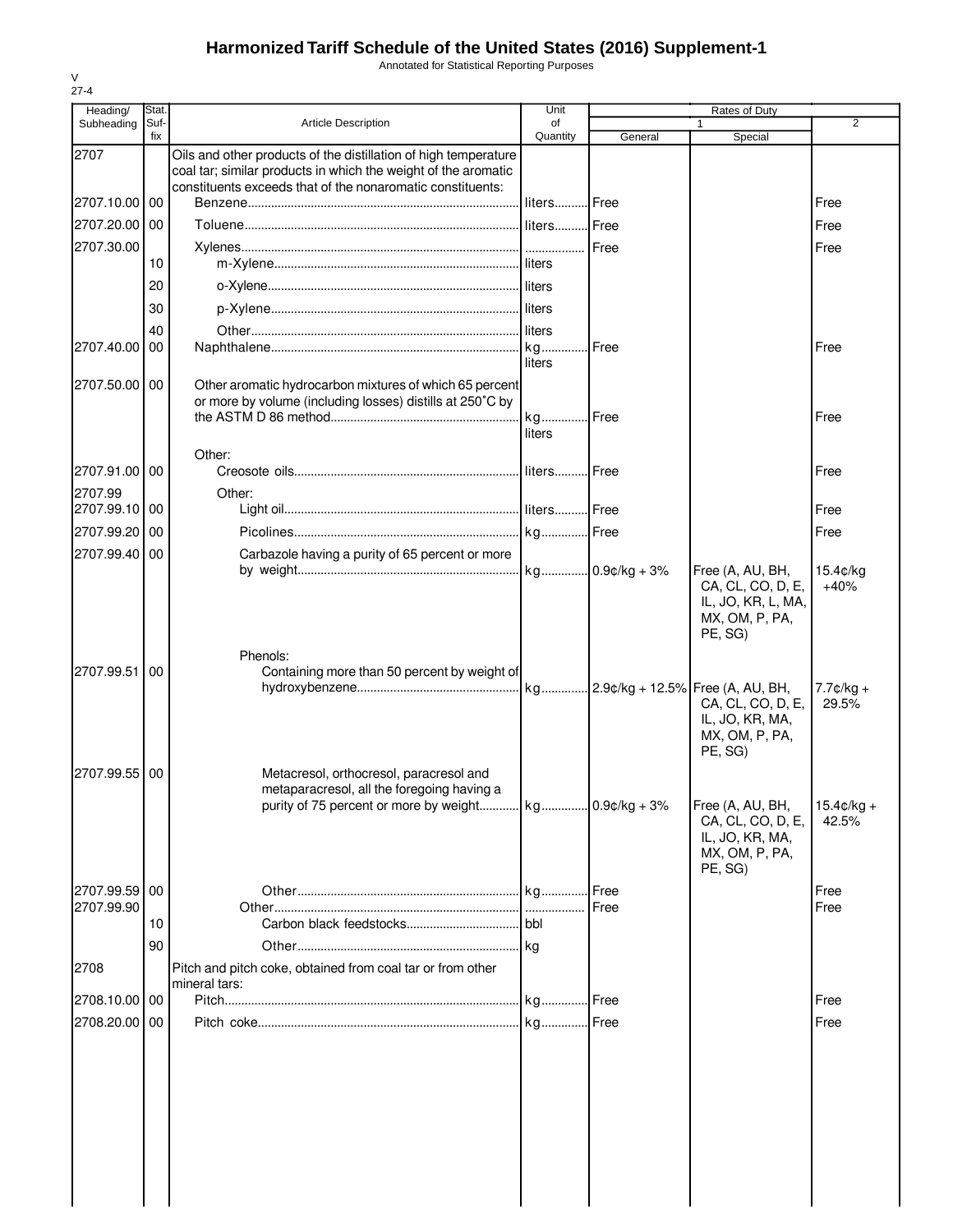# Harmonized Tariff Schedule of the United States (2016) Supplement-1

Annotated for Statistical Reporting Purposes

V
27-4

| Heading/ Subheading | Stat. Suf- fix | Article Description | Unit of Quantity | Rates of Duty | | |
|---|---|---|---|---|---|---|
| | | | | 1 | | 2 |
| | | | | General | Special | |
| 2707 | | Oils and other products of the distillation of high temperature coal tar; similar products in which the weight of the aromatic constituents exceeds that of the nonaromatic constituents: | | | | |
| 2707.10.00 | 00 | Benzene | liters | Free | | Free |
| 2707.20.00 | 00 | Toluene | liters | Free | | Free |
| 2707.30.00 | | Xylenes | | Free | | Free |
| | 10 | m-Xylene | liters | | | |
| | 20 | o-Xylene | liters | | | |
| | 30 | p-Xylene | liters | | | |
| | 40 | Other | liters | | | |
| 2707.40.00 | 00 | Naphthalene | kg<br>liters | Free | | Free |
| 2707.50.00 | 00 | Other aromatic hydrocarbon mixtures of which 65 percent or more by volume (including losses) distills at 250°C by the ASTM D 86 method | kg<br>liters | Free | | Free |
| | | Other: | | | | |
| 2707.91.00 | 00 | Creosote oils | liters | Free | | Free |
| 2707.99 | | Other: | | | | |
| 2707.99.10 | 00 | Light oil | liters | Free | | Free |
| 2707.99.20 | 00 | Picolines | kg | Free | | Free |
| 2707.99.40 | 00 | Carbazole having a purity of 65 percent or more by weight | kg | 0.9¢/kg + 3% | Free (A, AU, BH, CA, CL, CO, D, E, IL, JO, KR, L, MA, MX, OM, P, PA, PE, SG) | 15.4¢/kg +40% |
| | | Phenols: | | | | |
| 2707.99.51 | 00 | Containing more than 50 percent by weight of hydroxybenzene | kg | 2.9¢/kg + 12.5% | Free (A, AU, BH, CA, CL, CO, D, E, IL, JO, KR, MA, MX, OM, P, PA, PE, SG) | 7.7¢/kg + 29.5% |
| 2707.99.55 | 00 | Metacresol, orthocresol, paracresol and metaparacresol, all the foregoing having a purity of 75 percent or more by weight | kg | 0.9¢/kg + 3% | Free (A, AU, BH, CA, CL, CO, D, E, IL, JO, KR, MA, MX, OM, P, PA, PE, SG) | 15.4¢/kg + 42.5% |
| 2707.99.59 | 00 | Other | kg | Free | | Free |
| 2707.99.90 | | Other | | Free | | Free |
| | 10 | Carbon black feedstocks | bbl | | | |
| | 90 | Other | kg | | | |
| 2708 | | Pitch and pitch coke, obtained from coal tar or from other mineral tars: | | | | |
| 2708.10.00 | 00 | Pitch | kg | Free | | Free |
| 2708.20.00 | 00 | Pitch coke | kg | Free | | Free |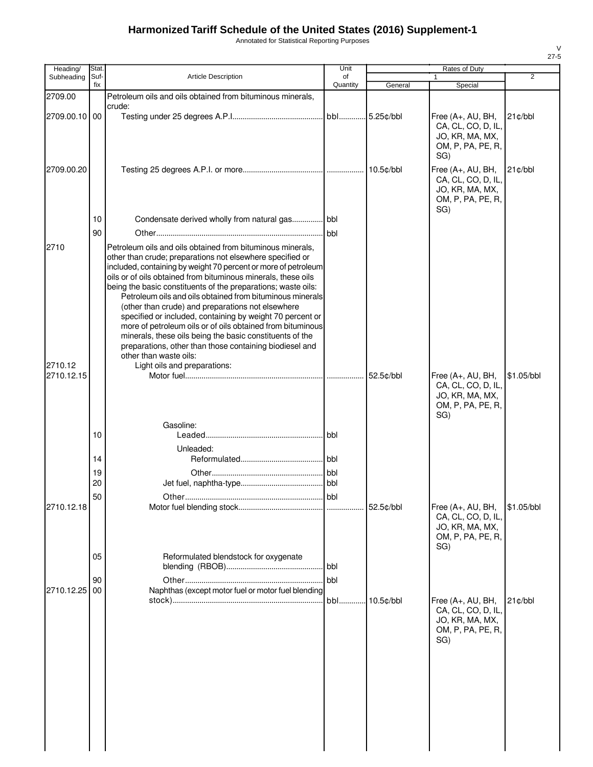# Harmonized Tariff Schedule of the United States (2016) Supplement-1

Annotated for Statistical Reporting Purposes

| Heading/ Subheading | Stat. Suf-fix | Article Description | Unit of Quantity | Rates of Duty 1 General | Rates of Duty 1 Special | Rates of Duty 2 |
|---|---|---|---|---|---|---|
| 2709.00 | | Petroleum oils and oils obtained from bituminous minerals, crude: | | | | |
| 2709.00.10 | 00 | Testing under 25 degrees A.P.I. | bbl | 5.25¢/bbl | Free (A+, AU, BH, CA, CL, CO, D, IL, JO, KR, MA, MX, OM, P, PA, PE, R, SG) | 21¢/bbl |
| 2709.00.20 | | Testing 25 degrees A.P.I. or more | | 10.5¢/bbl | Free (A+, AU, BH, CA, CL, CO, D, IL, JO, KR, MA, MX, OM, P, PA, PE, R, SG) | 21¢/bbl |
| | 10 | Condensate derived wholly from natural gas | bbl | | | |
| | 90 | Other | bbl | | | |
| 2710 | | Petroleum oils and oils obtained from bituminous minerals, other than crude; preparations not elsewhere specified or included, containing by weight 70 percent or more of petroleum oils or of oils obtained from bituminous minerals, these oils being the basic constituents of the preparations; waste oils: | | | | |
| | | Petroleum oils and oils obtained from bituminous minerals (other than crude) and preparations not elsewhere specified or included, containing by weight 70 percent or more of petroleum oils or of oils obtained from bituminous minerals, these oils being the basic constituents of the preparations, other than those containing biodiesel and other than waste oils: | | | | |
| 2710.12 | | Light oils and preparations: | | | | |
| 2710.12.15 | | Motor fuel | | 52.5¢/bbl | Free (A+, AU, BH, CA, CL, CO, D, IL, JO, KR, MA, MX, OM, P, PA, PE, R, SG) | $1.05/bbl |
| | | Gasoline: | | | | |
| | 10 | Leaded | bbl | | | |
| | | Unleaded: | | | | |
| | 14 | Reformulated | bbl | | | |
| | 19 | Other | bbl | | | |
| | 20 | Jet fuel, naphtha-type | bbl | | | |
| | 50 | Other | bbl | | | |
| 2710.12.18 | | Motor fuel blending stock | | 52.5¢/bbl | Free (A+, AU, BH, CA, CL, CO, D, IL, JO, KR, MA, MX, OM, P, PA, PE, R, SG) | $1.05/bbl |
| | 05 | Reformulated blendstock for oxygenate blending (RBOB) | bbl | | | |
| | 90 | Other | bbl | | | |
| 2710.12.25 | 00 | Naphthas (except motor fuel or motor fuel blending stock) | bbl | 10.5¢/bbl | Free (A+, AU, BH, CA, CL, CO, D, IL, JO, KR, MA, MX, OM, P, PA, PE, R, SG) | 21¢/bbl |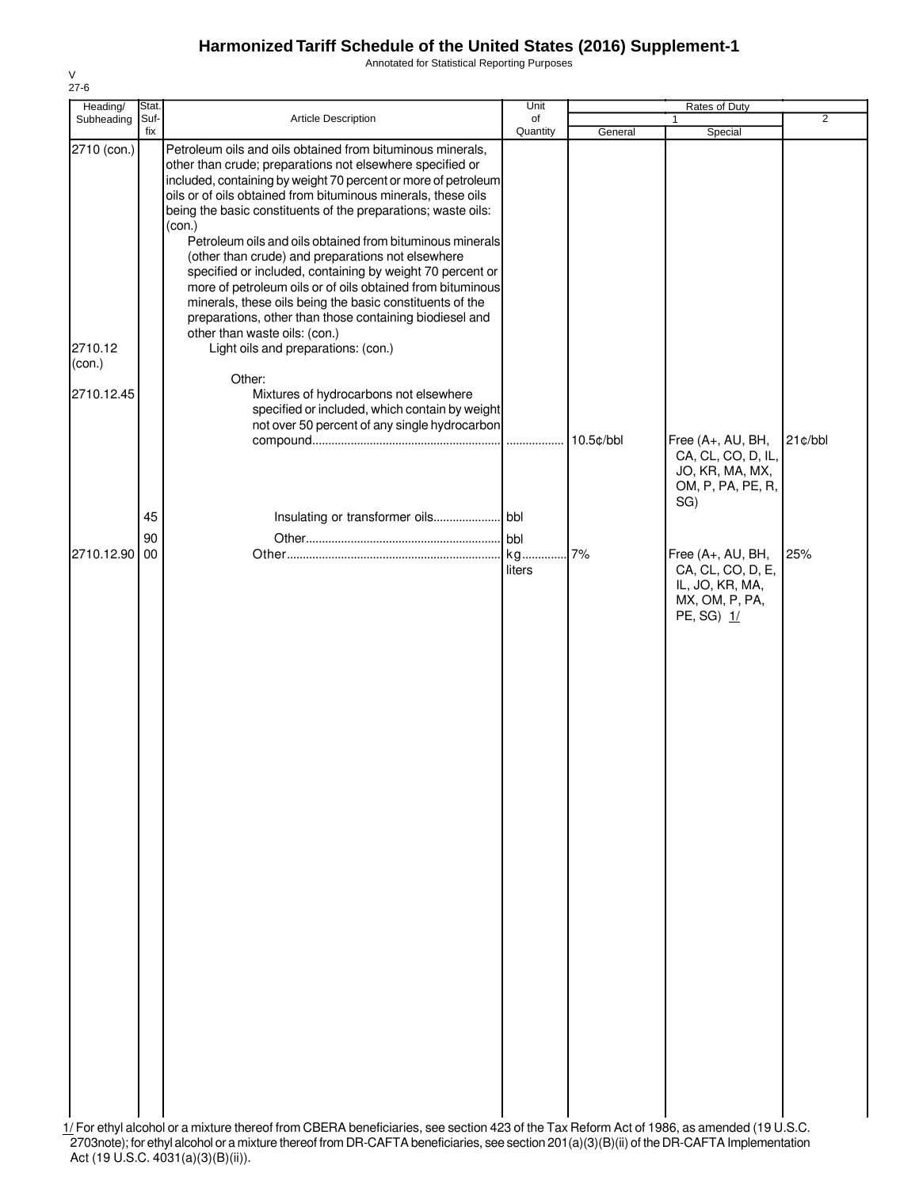# Harmonized Tariff Schedule of the United States (2016) Supplement-1

Annotated for Statistical Reporting Purposes

V
27-6

| Heading/ Subheading | Stat. Suf- fix | Article Description | Unit of Quantity | Rates of Duty 1 General | Rates of Duty 1 Special | Rates of Duty 2 |
|---|---|---|---|---|---|---|
| 2710 (con.) | | Petroleum oils and oils obtained from bituminous minerals, other than crude; preparations not elsewhere specified or included, containing by weight 70 percent or more of petroleum oils or of oils obtained from bituminous minerals, these oils being the basic constituents of the preparations; waste oils: (con.) | | | | |
| | | Petroleum oils and oils obtained from bituminous minerals (other than crude) and preparations not elsewhere specified or included, containing by weight 70 percent or more of petroleum oils or of oils obtained from bituminous minerals, these oils being the basic constituents of the preparations, other than those containing biodiesel and other than waste oils: (con.) | | | | |
| 2710.12 (con.) | | Light oils and preparations: (con.) | | | | |
| | | Other: | | | | |
| 2710.12.45 | | Mixtures of hydrocarbons not elsewhere specified or included, which contain by weight not over 50 percent of any single hydrocarbon compound | | 10.5¢/bbl | Free (A+, AU, BH, CA, CL, CO, D, IL, JO, KR, MA, MX, OM, P, PA, PE, R, SG) | 21¢/bbl |
| | 45 | Insulating or transformer oils | bbl | | | |
| | 90 | Other | bbl | | | |
| 2710.12.90 | 00 | Other | kg liters | 7% | Free (A+, AU, BH, CA, CL, CO, D, E, IL, JO, KR, MA, MX, OM, P, PA, PE, SG) 1/ | 25% |

1/ For ethyl alcohol or a mixture thereof from CBERA beneficiaries, see section 423 of the Tax Reform Act of 1986, as amended (19 U.S.C. 2703note); for ethyl alcohol or a mixture thereof from DR-CAFTA beneficiaries, see section 201(a)(3)(B)(ii) of the DR-CAFTA Implementation Act (19 U.S.C. 4031(a)(3)(B)(ii)).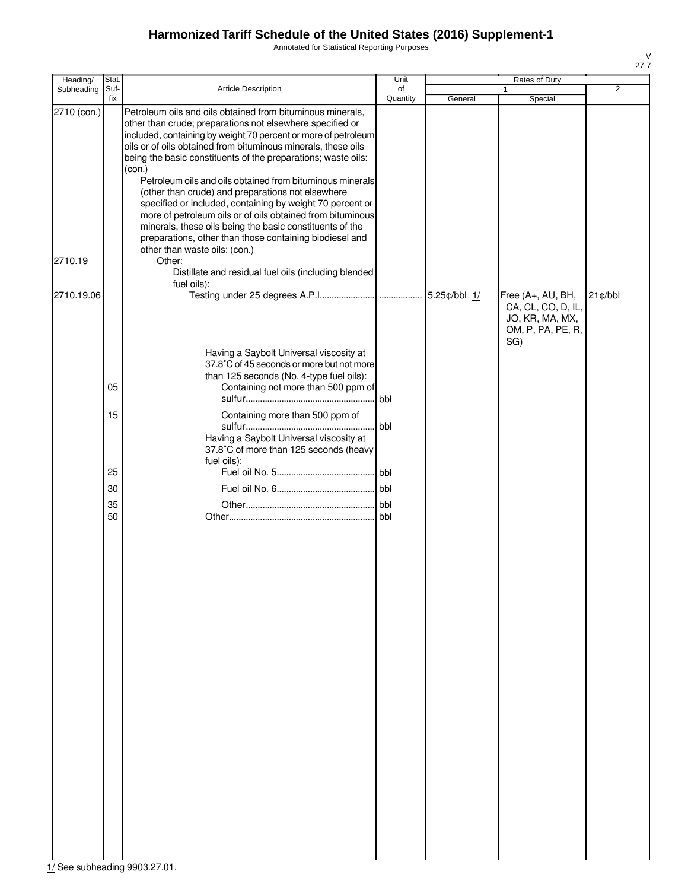# Harmonized Tariff Schedule of the United States (2016) Supplement-1

Annotated for Statistical Reporting Purposes

| Heading/ Subheading | Stat. Suf- fix | Article Description | Unit of Quantity | Rates of Duty 1 General | Rates of Duty 1 Special | Rates of Duty 2 |
|---|---|---|---|---|---|---|
| 2710 (con.) | | Petroleum oils and oils obtained from bituminous minerals, other than crude; preparations not elsewhere specified or included, containing by weight 70 percent or more of petroleum oils or of oils obtained from bituminous minerals, these oils being the basic constituents of the preparations; waste oils: (con.) | | | | |
| | | Petroleum oils and oils obtained from bituminous minerals (other than crude) and preparations not elsewhere specified or included, containing by weight 70 percent or more of petroleum oils or of oils obtained from bituminous minerals, these oils being the basic constituents of the preparations, other than those containing biodiesel and other than waste oils: (con.) | | | | |
| 2710.19 | | Other: | | | | |
| | | Distillate and residual fuel oils (including blended fuel oils): | | | | |
| 2710.19.06 | | Testing under 25 degrees A.P.I. | | 5.25¢/bbl 1/ | Free (A+, AU, BH, CA, CL, CO, D, IL, JO, KR, MA, MX, OM, P, PA, PE, R, SG) | 21¢/bbl |
| | | Having a Saybolt Universal viscosity at 37.8˚C of 45 seconds or more but not more than 125 seconds (No. 4-type fuel oils): | | | | |
| | 05 | Containing not more than 500 ppm of sulfur | bbl | | | |
| | 15 | Containing more than 500 ppm of sulfur | bbl | | | |
| | | Having a Saybolt Universal viscosity at 37.8˚C of more than 125 seconds (heavy fuel oils): | | | | |
| | 25 | Fuel oil No. 5 | bbl | | | |
| | 30 | Fuel oil No. 6 | bbl | | | |
| | 35 | Other | bbl | | | |
| | 50 | Other | bbl | | | |

1/ See subheading 9903.27.01.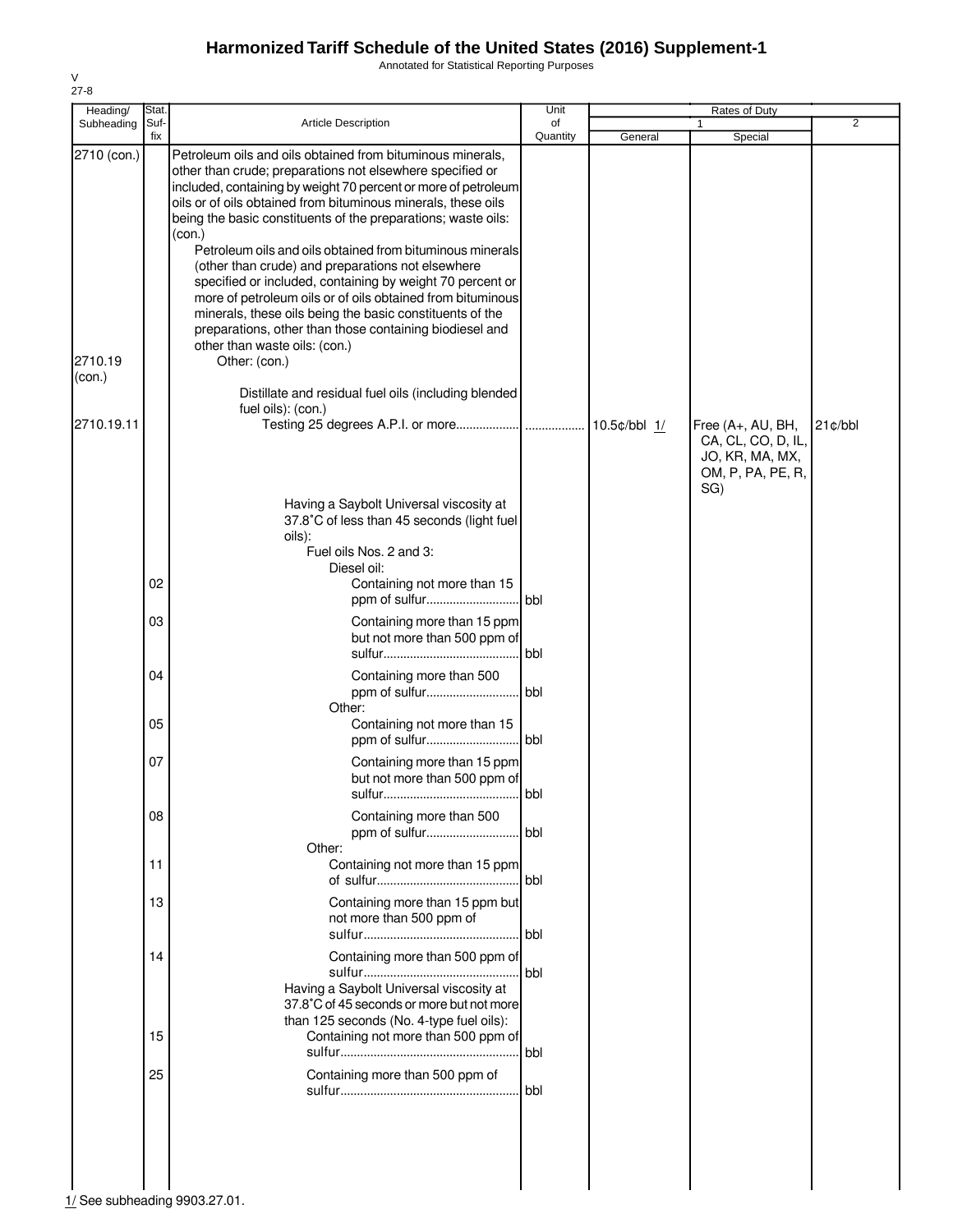# Harmonized Tariff Schedule of the United States (2016) Supplement-1

Annotated for Statistical Reporting Purposes

V
27-8

| Heading/ Subheading | Stat. Suf- fix | Article Description | Unit of Quantity | Rates of Duty 1 General | Special | 2 |
|---|---|---|---|---|---|---|
| 2710 (con.) | | Petroleum oils and oils obtained from bituminous minerals, other than crude; preparations not elsewhere specified or included, containing by weight 70 percent or more of petroleum oils or of oils obtained from bituminous minerals, these oils being the basic constituents of the preparations; waste oils: (con.) | | | | |
| | | Petroleum oils and oils obtained from bituminous minerals (other than crude) and preparations not elsewhere specified or included, containing by weight 70 percent or more of petroleum oils or of oils obtained from bituminous minerals, these oils being the basic constituents of the preparations, other than those containing biodiesel and other than waste oils: (con.) | | | | |
| 2710.19 (con.) | | Other: (con.) | | | | |
| | | Distillate and residual fuel oils (including blended fuel oils): (con.) | | | | |
| 2710.19.11 | | Testing 25 degrees A.P.I. or more | | 10.5¢/bbl 1/ | Free (A+, AU, BH, CA, CL, CO, D, IL, JO, KR, MA, MX, OM, P, PA, PE, R, SG) | 21¢/bbl |
| | | Having a Saybolt Universal viscosity at 37.8°C of less than 45 seconds (light fuel oils): | | | | |
| | | Fuel oils Nos. 2 and 3: | | | | |
| | | Diesel oil: | | | | |
| | 02 | Containing not more than 15 ppm of sulfur | bbl | | | |
| | 03 | Containing more than 15 ppm but not more than 500 ppm of sulfur | bbl | | | |
| | 04 | Containing more than 500 ppm of sulfur | bbl | | | |
| | | Other: | | | | |
| | 05 | Containing not more than 15 ppm of sulfur | bbl | | | |
| | 07 | Containing more than 15 ppm but not more than 500 ppm of sulfur | bbl | | | |
| | 08 | Containing more than 500 ppm of sulfur | bbl | | | |
| | | Other: | | | | |
| | 11 | Containing not more than 15 ppm of sulfur | bbl | | | |
| | 13 | Containing more than 15 ppm but not more than 500 ppm of sulfur | bbl | | | |
| | 14 | Containing more than 500 ppm of sulfur | bbl | | | |
| | | Having a Saybolt Universal viscosity at 37.8°C of 45 seconds or more but not more than 125 seconds (No. 4-type fuel oils): | | | | |
| | 15 | Containing not more than 500 ppm of sulfur | bbl | | | |
| | 25 | Containing more than 500 ppm of sulfur | bbl | | | |

1/ See subheading 9903.27.01.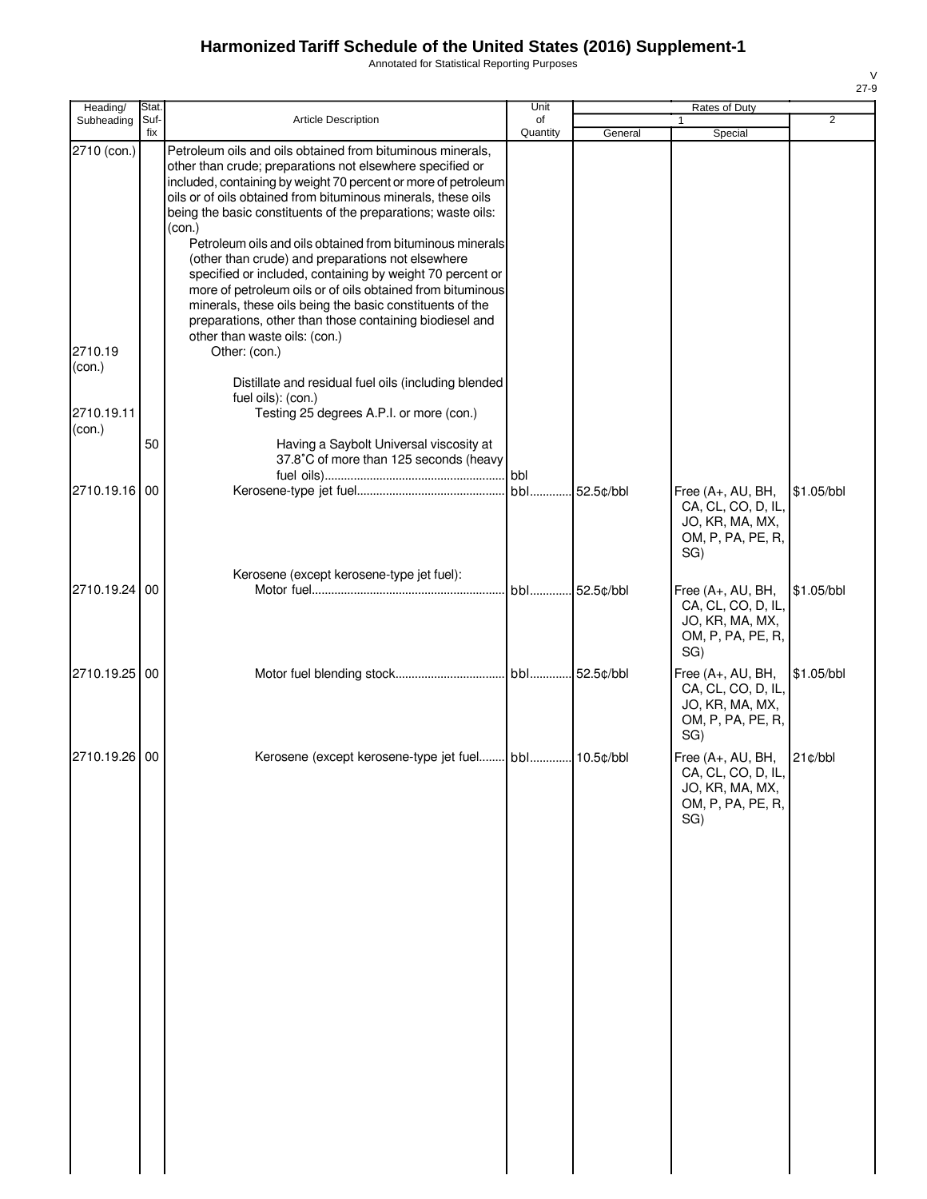# Harmonized Tariff Schedule of the United States (2016) Supplement-1

Annotated for Statistical Reporting Purposes

V
27-9

| Heading/ Subheading | Stat. Suf- fix | Article Description | Unit of Quantity | Rates of Duty 1 General | Rates of Duty 1 Special | Rates of Duty 2 |
|---|---|---|---|---|---|---|
| 2710 (con.) | | Petroleum oils and oils obtained from bituminous minerals, other than crude; preparations not elsewhere specified or included, containing by weight 70 percent or more of petroleum oils or of oils obtained from bituminous minerals, these oils being the basic constituents of the preparations; waste oils: (con.) | | | | |
| | | Petroleum oils and oils obtained from bituminous minerals (other than crude) and preparations not elsewhere specified or included, containing by weight 70 percent or more of petroleum oils or of oils obtained from bituminous minerals, these oils being the basic constituents of the preparations, other than those containing biodiesel and other than waste oils: (con.) | | | | |
| 2710.19 (con.) | | Other: (con.) | | | | |
| | | Distillate and residual fuel oils (including blended fuel oils): (con.) | | | | |
| 2710.19.11 (con.) | | Testing 25 degrees A.P.I. or more (con.) | | | | |
| | 50 | Having a Saybolt Universal viscosity at 37.8˚C of more than 125 seconds (heavy fuel oils) | bbl | | | |
| 2710.19.16 | 00 | Kerosene-type jet fuel | bbl | 52.5¢/bbl | Free (A+, AU, BH, CA, CL, CO, D, IL, JO, KR, MA, MX, OM, P, PA, PE, R, SG) | $1.05/bbl |
| | | Kerosene (except kerosene-type jet fuel): | | | | |
| 2710.19.24 | 00 | Motor fuel | bbl | 52.5¢/bbl | Free (A+, AU, BH, CA, CL, CO, D, IL, JO, KR, MA, MX, OM, P, PA, PE, R, SG) | $1.05/bbl |
| 2710.19.25 | 00 | Motor fuel blending stock | bbl | 52.5¢/bbl | Free (A+, AU, BH, CA, CL, CO, D, IL, JO, KR, MA, MX, OM, P, PA, PE, R, SG) | $1.05/bbl |
| 2710.19.26 | 00 | Kerosene (except kerosene-type jet fuel | bbl | 10.5¢/bbl | Free (A+, AU, BH, CA, CL, CO, D, IL, JO, KR, MA, MX, OM, P, PA, PE, R, SG) | 21¢/bbl |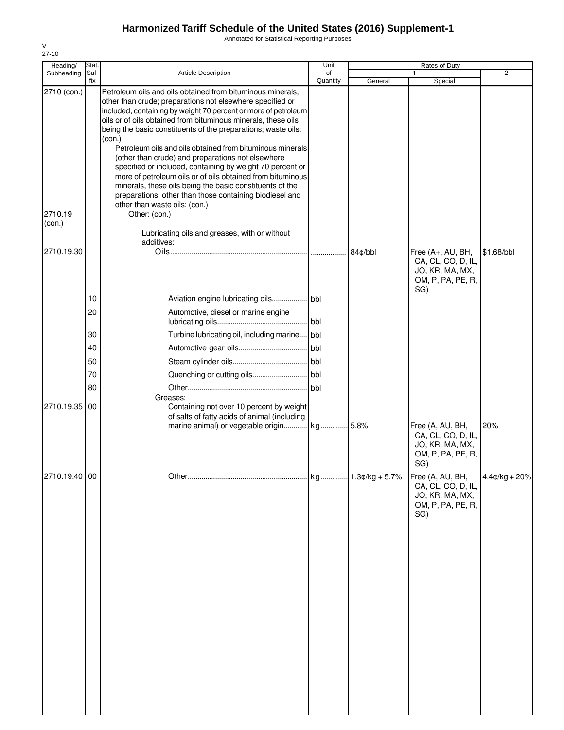# Harmonized Tariff Schedule of the United States (2016) Supplement-1

Annotated for Statistical Reporting Purposes

V
27-10

| Heading/ Subheading | Stat. Suf-fix | Article Description | Unit of Quantity | Rates of Duty 1 General | Rates of Duty 1 Special | Rates of Duty 2 |
|---|---|---|---|---|---|---|
| 2710 (con.) | | Petroleum oils and oils obtained from bituminous minerals, other than crude; preparations not elsewhere specified or included, containing by weight 70 percent or more of petroleum oils or of oils obtained from bituminous minerals, these oils being the basic constituents of the preparations; waste oils: (con.) | | | | |
| | | Petroleum oils and oils obtained from bituminous minerals (other than crude) and preparations not elsewhere specified or included, containing by weight 70 percent or more of petroleum oils or of oils obtained from bituminous minerals, these oils being the basic constituents of the preparations, other than those containing biodiesel and other than waste oils: (con.) | | | | |
| 2710.19 (con.) | | Other: (con.) | | | | |
| | | Lubricating oils and greases, with or without additives: | | | | |
| 2710.19.30 | | Oils | | 84¢/bbl | Free (A+, AU, BH, CA, CL, CO, D, IL, JO, KR, MA, MX, OM, P, PA, PE, R, SG) | $1.68/bbl |
| | 10 | Aviation engine lubricating oils | bbl | | | |
| | 20 | Automotive, diesel or marine engine lubricating oils | bbl | | | |
| | 30 | Turbine lubricating oil, including marine | bbl | | | |
| | 40 | Automotive gear oils | bbl | | | |
| | 50 | Steam cylinder oils | bbl | | | |
| | 70 | Quenching or cutting oils | bbl | | | |
| | 80 | Other | bbl | | | |
| | | Greases: | | | | |
| 2710.19.35 | 00 | Containing not over 10 percent by weight of salts of fatty acids of animal (including marine animal) or vegetable origin | kg | 5.8% | Free (A, AU, BH, CA, CL, CO, D, IL, JO, KR, MA, MX, OM, P, PA, PE, R, SG) | 20% |
| 2710.19.40 | 00 | Other | kg | 1.3¢/kg + 5.7% | Free (A, AU, BH, CA, CL, CO, D, IL, JO, KR, MA, MX, OM, P, PA, PE, R, SG) | 4.4¢/kg + 20% |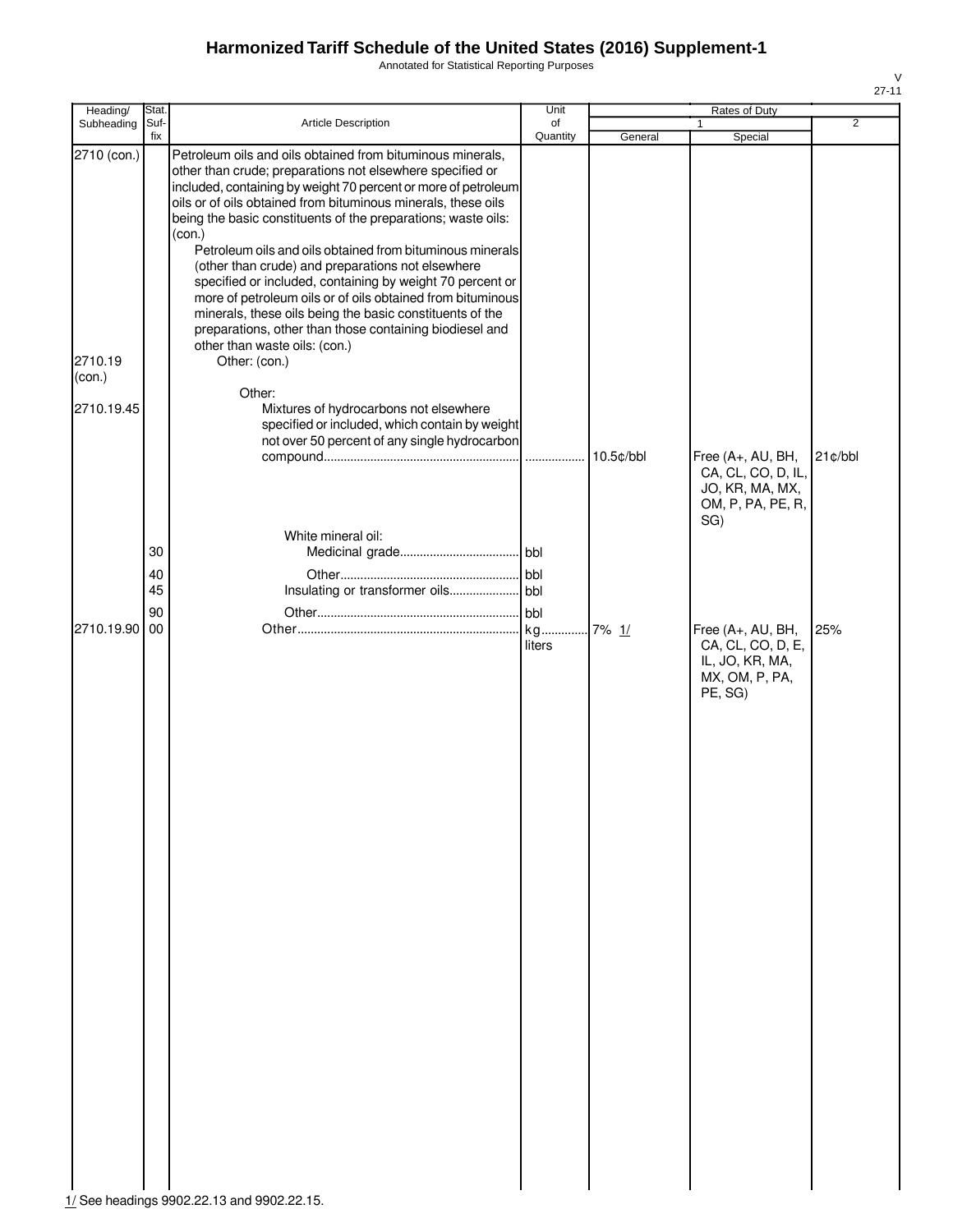# Harmonized Tariff Schedule of the United States (2016) Supplement-1

Annotated for Statistical Reporting Purposes

V
27-11

| Heading/ Subheading | Stat. Suf-fix | Article Description | Unit of Quantity | Rates of Duty | | |
|---|---|---|---|---|---|---|
| | | | | 1 | | 2 |
| | | | | General | Special | |
| 2710 (con.) | | Petroleum oils and oils obtained from bituminous minerals, other than crude; preparations not elsewhere specified or included, containing by weight 70 percent or more of petroleum oils or of oils obtained from bituminous minerals, these oils being the basic constituents of the preparations; waste oils: (con.) | | | | |
| | | Petroleum oils and oils obtained from bituminous minerals (other than crude) and preparations not elsewhere specified or included, containing by weight 70 percent or more of petroleum oils or of oils obtained from bituminous minerals, these oils being the basic constituents of the preparations, other than those containing biodiesel and other than waste oils: (con.) | | | | |
| 2710.19 (con.) | | Other: (con.) | | | | |
| | | Other: | | | | |
| 2710.19.45 | | Mixtures of hydrocarbons not elsewhere specified or included, which contain by weight not over 50 percent of any single hydrocarbon compound | | 10.5¢/bbl | Free (A+, AU, BH, CA, CL, CO, D, IL, JO, KR, MA, MX, OM, P, PA, PE, R, SG) | 21¢/bbl |
| | | White mineral oil: | | | | |
| | 30 | Medicinal grade | bbl | | | |
| | 40 | Other | bbl | | | |
| | 45 | Insulating or transformer oils | bbl | | | |
| | 90 | Other | bbl | | | |
| 2710.19.90 | 00 | Other | kg liters | 7% 1/ | Free (A+, AU, BH, CA, CL, CO, D, E, IL, JO, KR, MA, MX, OM, P, PA, PE, SG) | 25% |

1/ See headings 9902.22.13 and 9902.22.15.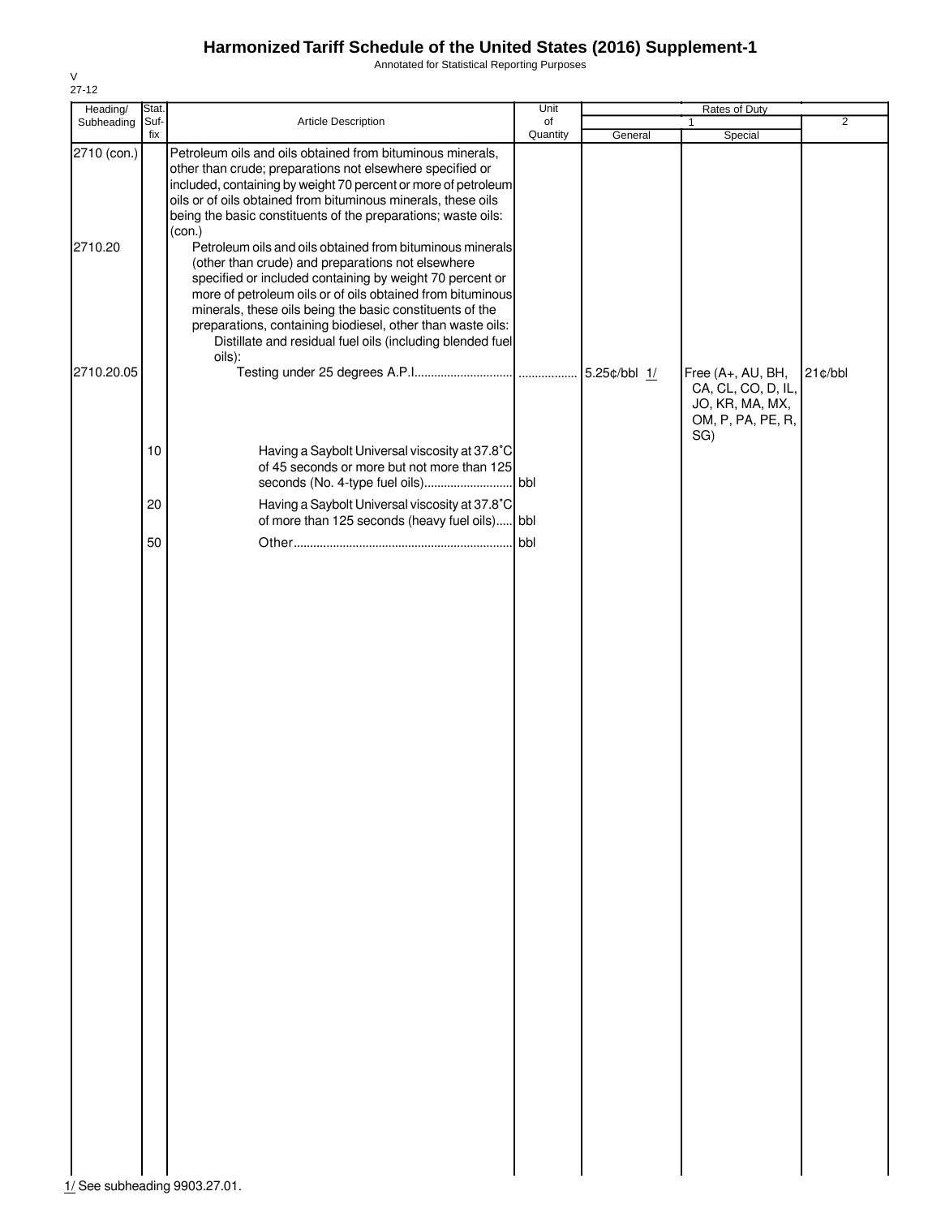# Harmonized Tariff Schedule of the United States (2016) Supplement-1

Annotated for Statistical Reporting Purposes

V
27-12

| Heading/ Subheading | Stat. Suf- fix | Article Description | Unit of Quantity | Rates of Duty 1 General | Special | 2 |
|---|---|---|---|---|---|---|
| 2710 (con.) | | Petroleum oils and oils obtained from bituminous minerals, other than crude; preparations not elsewhere specified or included, containing by weight 70 percent or more of petroleum oils or of oils obtained from bituminous minerals, these oils being the basic constituents of the preparations; waste oils: (con.) | | | | |
| 2710.20 | | Petroleum oils and oils obtained from bituminous minerals (other than crude) and preparations not elsewhere specified or included containing by weight 70 percent or more of petroleum oils or of oils obtained from bituminous minerals, these oils being the basic constituents of the preparations, containing biodiesel, other than waste oils: | | | | |
| | | Distillate and residual fuel oils (including blended fuel oils): | | | | |
| 2710.20.05 | | Testing under 25 degrees A.P.I. | | 5.25¢/bbl 1/ | Free (A+, AU, BH, CA, CL, CO, D, IL, JO, KR, MA, MX, OM, P, PA, PE, R, SG) | 21¢/bbl |
| | 10 | Having a Saybolt Universal viscosity at 37.8˚C of 45 seconds or more but not more than 125 seconds (No. 4-type fuel oils) | bbl | | | |
| | 20 | Having a Saybolt Universal viscosity at 37.8˚C of more than 125 seconds (heavy fuel oils) | bbl | | | |
| | 50 | Other | bbl | | | |

1/ See subheading 9903.27.01.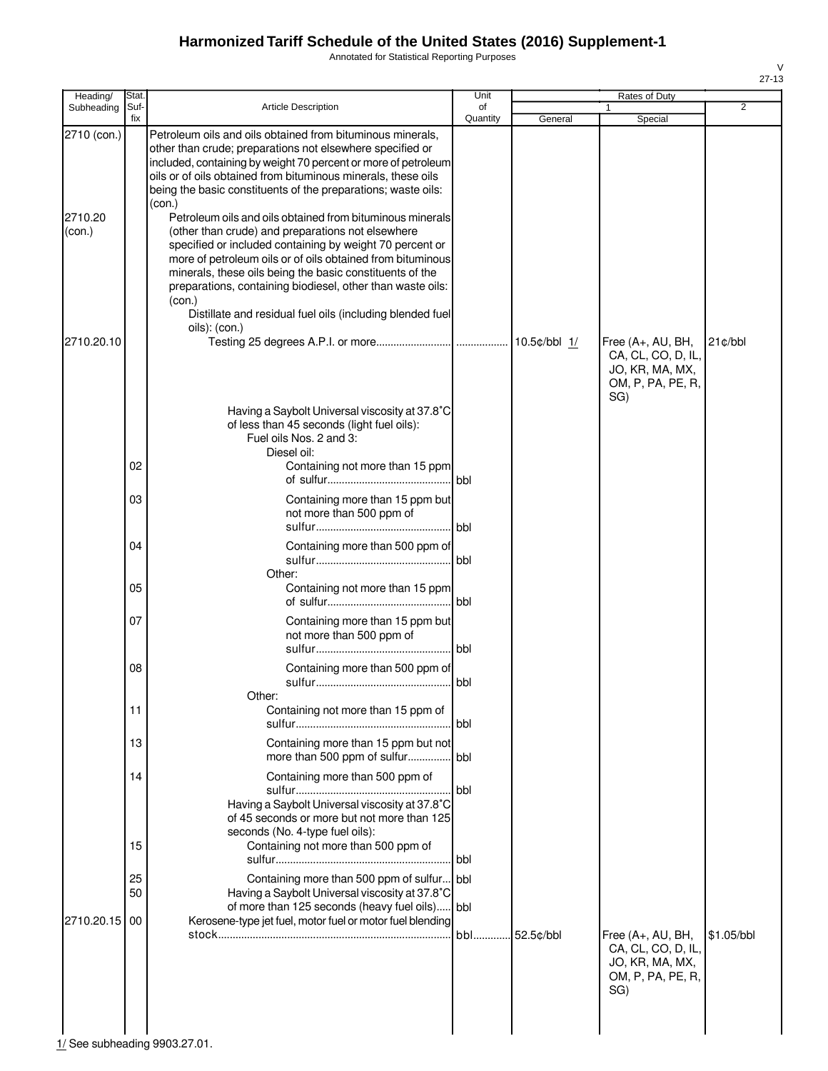# Harmonized Tariff Schedule of the United States (2016) Supplement-1

Annotated for Statistical Reporting Purposes

V
27-13

| Heading/ Subheading | Stat. Suf-fix | Article Description | Unit of Quantity | Rates of Duty 1 General | Special | 2 |
|---|---|---|---|---|---|---|
| 2710 (con.) | | Petroleum oils and oils obtained from bituminous minerals, other than crude; preparations not elsewhere specified or included, containing by weight 70 percent or more of petroleum oils or of oils obtained from bituminous minerals, these oils being the basic constituents of the preparations; waste oils: (con.) | | | | |
| 2710.20 (con.) | | Petroleum oils and oils obtained from bituminous minerals (other than crude) and preparations not elsewhere specified or included containing by weight 70 percent or more of petroleum oils or of oils obtained from bituminous minerals, these oils being the basic constituents of the preparations, containing biodiesel, other than waste oils: (con.) | | | | |
| | | Distillate and residual fuel oils (including blended fuel oils): (con.) | | | | |
| 2710.20.10 | | Testing 25 degrees A.P.I. or more | | 10.5¢/bbl 1/ | Free (A+, AU, BH, CA, CL, CO, D, IL, JO, KR, MA, MX, OM, P, PA, PE, R, SG) | 21¢/bbl |
| | | Having a Saybolt Universal viscosity at 37.8˚C of less than 45 seconds (light fuel oils): | | | | |
| | | Fuel oils Nos. 2 and 3: | | | | |
| | | Diesel oil: | | | | |
| | 02 | Containing not more than 15 ppm of sulfur | bbl | | | |
| | 03 | Containing more than 15 ppm but not more than 500 ppm of sulfur | bbl | | | |
| | 04 | Containing more than 500 ppm of sulfur | bbl | | | |
| | | Other: | | | | |
| | 05 | Containing not more than 15 ppm of sulfur | bbl | | | |
| | 07 | Containing more than 15 ppm but not more than 500 ppm of sulfur | bbl | | | |
| | 08 | Containing more than 500 ppm of sulfur | bbl | | | |
| | | Other: | | | | |
| | 11 | Containing not more than 15 ppm of sulfur | bbl | | | |
| | 13 | Containing more than 15 ppm but not more than 500 ppm of sulfur | bbl | | | |
| | 14 | Containing more than 500 ppm of sulfur | bbl | | | |
| | | Having a Saybolt Universal viscosity at 37.8˚C of 45 seconds or more but not more than 125 seconds (No. 4-type fuel oils): | | | | |
| | 15 | Containing not more than 500 ppm of sulfur | bbl | | | |
| | 25 | Containing more than 500 ppm of sulfur | bbl | | | |
| | 50 | Having a Saybolt Universal viscosity at 37.8˚C of more than 125 seconds (heavy fuel oils) | bbl | | | |
| 2710.20.15 | 00 | Kerosene-type jet fuel, motor fuel or motor fuel blending stock | bbl | 52.5¢/bbl | Free (A+, AU, BH, CA, CL, CO, D, IL, JO, KR, MA, MX, OM, P, PA, PE, R, SG) | $1.05/bbl |

1/ See subheading 9903.27.01.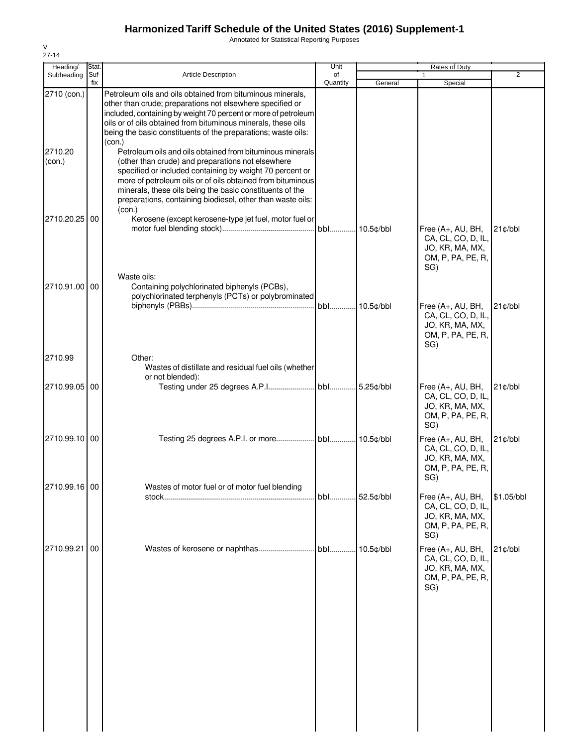# Harmonized Tariff Schedule of the United States (2016) Supplement-1

Annotated for Statistical Reporting Purposes

V
27-14

| Heading/ Subheading | Stat. Suf-fix | Article Description | Unit of Quantity | Rates of Duty 1 General | Special | 2 |
|---|---|---|---|---|---|---|
| 2710 (con.) | | Petroleum oils and oils obtained from bituminous minerals, other than crude; preparations not elsewhere specified or included, containing by weight 70 percent or more of petroleum oils or of oils obtained from bituminous minerals, these oils being the basic constituents of the preparations; waste oils: (con.) | | | | |
| 2710.20 (con.) | | Petroleum oils and oils obtained from bituminous minerals (other than crude) and preparations not elsewhere specified or included containing by weight 70 percent or more of petroleum oils or of oils obtained from bituminous minerals, these oils being the basic constituents of the preparations, containing biodiesel, other than waste oils: (con.) | | | | |
| 2710.20.25 | 00 | Kerosene (except kerosene-type jet fuel, motor fuel or motor fuel blending stock) | bbl | 10.5¢/bbl | Free (A+, AU, BH, CA, CL, CO, D, IL, JO, KR, MA, MX, OM, P, PA, PE, R, SG) | 21¢/bbl |
| | | Waste oils: | | | | |
| 2710.91.00 | 00 | Containing polychlorinated biphenyls (PCBs), polychlorinated terphenyls (PCTs) or polybrominated biphenyls (PBBs) | bbl | 10.5¢/bbl | Free (A+, AU, BH, CA, CL, CO, D, IL, JO, KR, MA, MX, OM, P, PA, PE, R, SG) | 21¢/bbl |
| 2710.99 | | Other: | | | | |
| | | Wastes of distillate and residual fuel oils (whether or not blended): | | | | |
| 2710.99.05 | 00 | Testing under 25 degrees A.P.I. | bbl | 5.25¢/bbl | Free (A+, AU, BH, CA, CL, CO, D, IL, JO, KR, MA, MX, OM, P, PA, PE, R, SG) | 21¢/bbl |
| 2710.99.10 | 00 | Testing 25 degrees A.P.I. or more | bbl | 10.5¢/bbl | Free (A+, AU, BH, CA, CL, CO, D, IL, JO, KR, MA, MX, OM, P, PA, PE, R, SG) | 21¢/bbl |
| 2710.99.16 | 00 | Wastes of motor fuel or of motor fuel blending stock | bbl | 52.5¢/bbl | Free (A+, AU, BH, CA, CL, CO, D, IL, JO, KR, MA, MX, OM, P, PA, PE, R, SG) | $1.05/bbl |
| 2710.99.21 | 00 | Wastes of kerosene or naphthas | bbl | 10.5¢/bbl | Free (A+, AU, BH, CA, CL, CO, D, IL, JO, KR, MA, MX, OM, P, PA, PE, R, SG) | 21¢/bbl |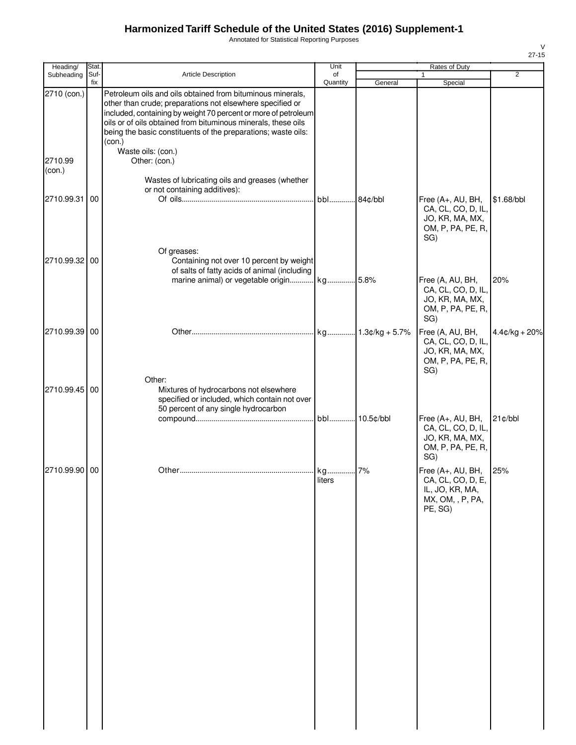# Harmonized Tariff Schedule of the United States (2016) Supplement-1

Annotated for Statistical Reporting Purposes

| Heading/ Subheading | Stat. Suf- fix | Article Description | Unit of Quantity | Rates of Duty 1 General | Special | 2 |
|---|---|---|---|---|---|---|
| 2710 (con.) | | Petroleum oils and oils obtained from bituminous minerals, other than crude; preparations not elsewhere specified or included, containing by weight 70 percent or more of petroleum oils or of oils obtained from bituminous minerals, these oils being the basic constituents of the preparations; waste oils: (con.) | | | | |
| | | Waste oils: (con.) | | | | |
| 2710.99 (con.) | | Other: (con.) | | | | |
| | | Wastes of lubricating oils and greases (whether or not containing additives): | | | | |
| 2710.99.31 | 00 | Of oils | bbl | 84¢/bbl | Free (A+, AU, BH, CA, CL, CO, D, IL, JO, KR, MA, MX, OM, P, PA, PE, R, SG) | $1.68/bbl |
| | | Of greases: | | | | |
| 2710.99.32 | 00 | Containing not over 10 percent by weight of salts of fatty acids of animal (including marine animal) or vegetable origin | kg | 5.8% | Free (A, AU, BH, CA, CL, CO, D, IL, JO, KR, MA, MX, OM, P, PA, PE, R, SG) | 20% |
| 2710.99.39 | 00 | Other | kg | 1.3¢/kg + 5.7% | Free (A, AU, BH, CA, CL, CO, D, IL, JO, KR, MA, MX, OM, P, PA, PE, R, SG) | 4.4¢/kg + 20% |
| | | Other: | | | | |
| 2710.99.45 | 00 | Mixtures of hydrocarbons not elsewhere specified or included, which contain not over 50 percent of any single hydrocarbon compound | bbl | 10.5¢/bbl | Free (A+, AU, BH, CA, CL, CO, D, IL, JO, KR, MA, MX, OM, P, PA, PE, R, SG) | 21¢/bbl |
| 2710.99.90 | 00 | Other | kg liters | 7% | Free (A+, AU, BH, CA, CL, CO, D, E, IL, JO, KR, MA, MX, OM, , P, PA, PE, SG) | 25% |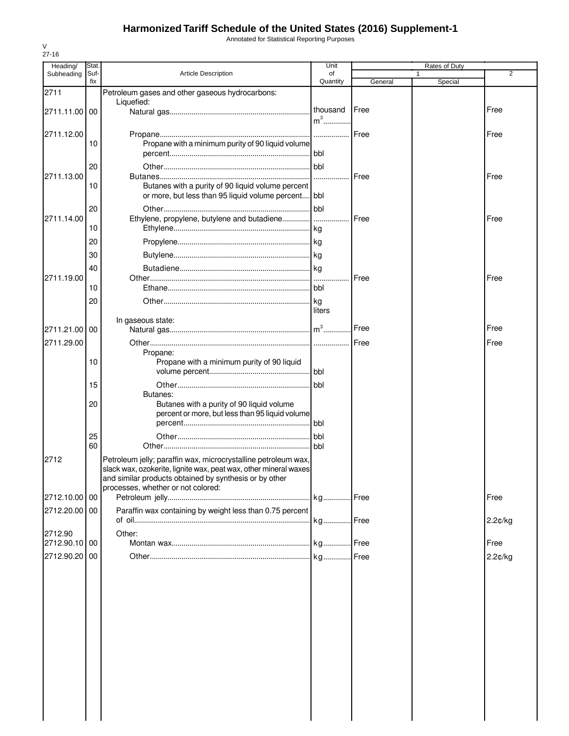# Harmonized Tariff Schedule of the United States (2016) Supplement-1

Annotated for Statistical Reporting Purposes

V
27-16

| Heading/ Subheading | Stat. Suf- fix | Article Description | Unit of Quantity | Rates of Duty 1 General | Special | 2 |
|---|---|---|---|---|---|---|
| 2711 | | Petroleum gases and other gaseous hydrocarbons: | | | | |
| | | Liquefied: | | | | |
| 2711.11.00 | 00 | Natural gas | thousand $m^3$ | Free | | Free |
| 2711.12.00 | | Propane | | Free | | Free |
| | 10 | Propane with a minimum purity of 90 liquid volume percent | bbl | | | |
| | 20 | Other | bbl | | | |
| 2711.13.00 | | Butanes | | Free | | Free |
| | 10 | Butanes with a purity of 90 liquid volume percent or more, but less than 95 liquid volume percent | bbl | | | |
| | 20 | Other | bbl | | | |
| 2711.14.00 | | Ethylene, propylene, butylene and butadiene | | Free | | Free |
| | 10 | Ethylene | kg | | | |
| | 20 | Propylene | kg | | | |
| | 30 | Butylene | kg | | | |
| | 40 | Butadiene | kg | | | |
| 2711.19.00 | | Other | | Free | | Free |
| | 10 | Ethane | bbl | | | |
| | 20 | Other | kg liters | | | |
| | | In gaseous state: | | | | |
| 2711.21.00 | 00 | Natural gas | $m^3$ | Free | | Free |
| 2711.29.00 | | Other | | Free | | Free |
| | | Propane: | | | | |
| | 10 | Propane with a minimum purity of 90 liquid volume percent | bbl | | | |
| | 15 | Other | bbl | | | |
| | | Butanes: | | | | |
| | 20 | Butanes with a purity of 90 liquid volume percent or more, but less than 95 liquid volume percent | bbl | | | |
| | 25 | Other | bbl | | | |
| | 60 | Other | bbl | | | |
| 2712 | | Petroleum jelly; paraffin wax, microcrystalline petroleum wax, slack wax, ozokerite, lignite wax, peat wax, other mineral waxes and similar products obtained by synthesis or by other processes, whether or not colored: | | | | |
| 2712.10.00 | 00 | Petroleum jelly | kg | Free | | Free |
| 2712.20.00 | 00 | Paraffin wax containing by weight less than 0.75 percent of oil | kg | Free | | 2.2¢/kg |
| 2712.90 | | Other: | | | | |
| 2712.90.10 | 00 | Montan wax | kg | Free | | Free |
| 2712.90.20 | 00 | Other | kg | Free | | 2.2¢/kg |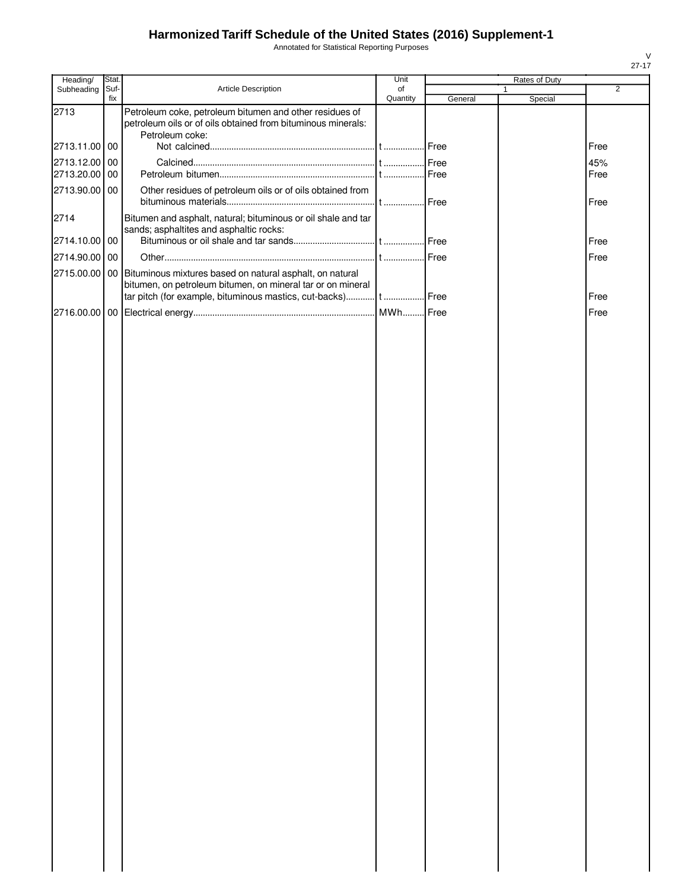# Harmonized Tariff Schedule of the United States (2016) Supplement-1

Annotated for Statistical Reporting Purposes

| Heading/ Subheading | Stat. Suf-fix | Article Description | Unit of Quantity | Rates of Duty 1 General | Rates of Duty 1 Special | Rates of Duty 2 |
|---|---|---|---|---|---|---|
| 2713 | | Petroleum coke, petroleum bitumen and other residues of petroleum oils or of oils obtained from bituminous minerals: | | | | |
| | | Petroleum coke: | | | | |
| 2713.11.00 | 00 | Not calcined | t | Free | | Free |
| 2713.12.00 | 00 | Calcined | t | Free | | 45% |
| 2713.20.00 | 00 | Petroleum bitumen | t | Free | | Free |
| 2713.90.00 | 00 | Other residues of petroleum oils or of oils obtained from bituminous materials | t | Free | | Free |
| 2714 | | Bitumen and asphalt, natural; bituminous or oil shale and tar sands; asphaltites and asphaltic rocks: | | | | |
| 2714.10.00 | 00 | Bituminous or oil shale and tar sands | t | Free | | Free |
| 2714.90.00 | 00 | Other | t | Free | | Free |
| 2715.00.00 | 00 | Bituminous mixtures based on natural asphalt, on natural bitumen, on petroleum bitumen, on mineral tar or on mineral tar pitch (for example, bituminous mastics, cut-backs) | t | Free | | Free |
| 2716.00.00 | 00 | Electrical energy | MWh | Free | | Free |